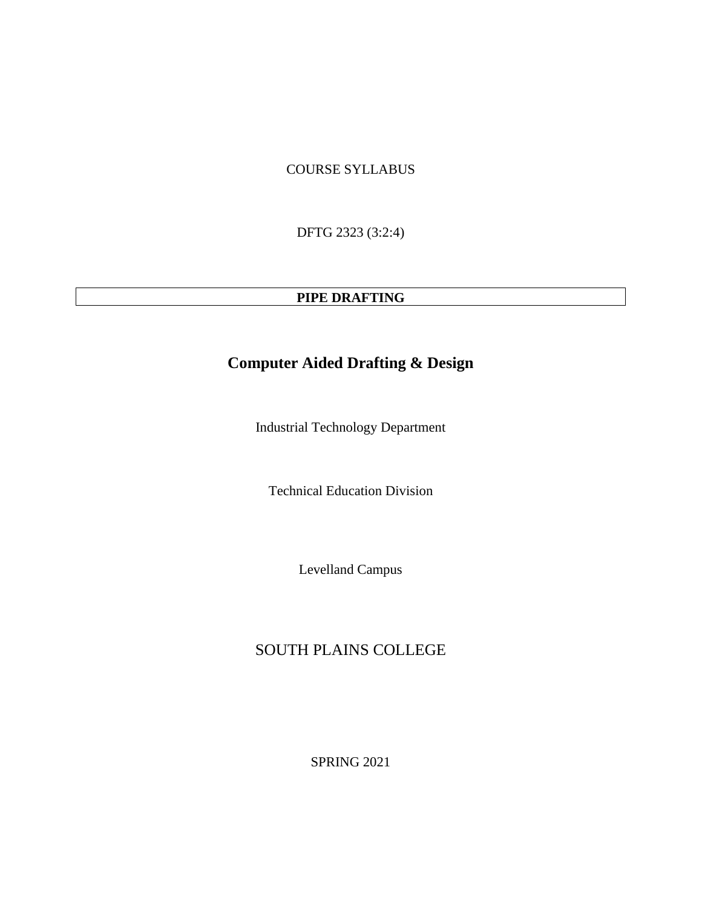COURSE SYLLABUS

DFTG 2323 (3:2:4)

**PIPE DRAFTING**

## Computer Aided Drafting & Design

Industrial Technology Department

Technical Education Division

Levelland Campus

SOUTH PLAINS COLLEGE

SPRING 2021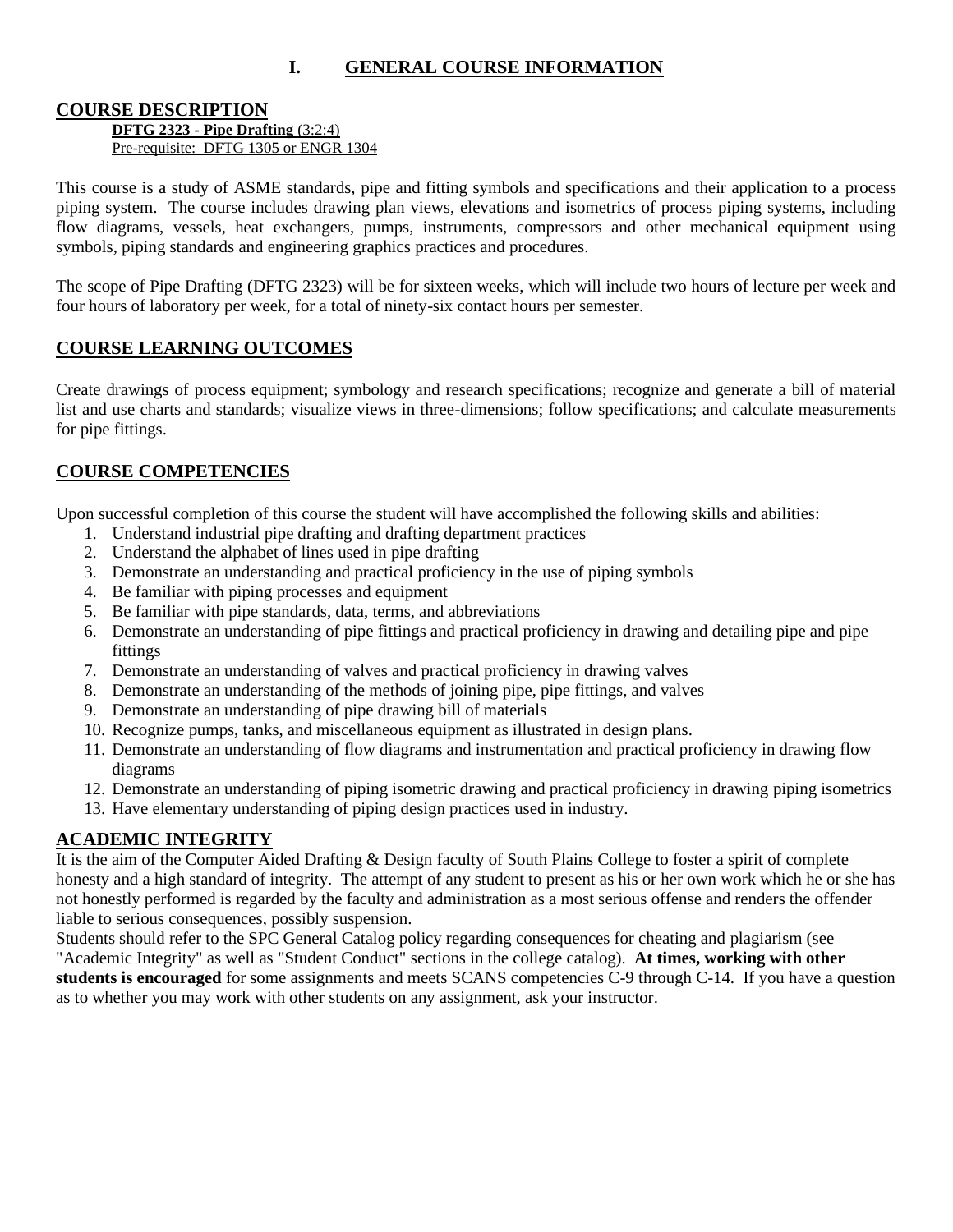# I. GENERAL COURSE INFORMATION

## COURSE DESCRIPTION

**DFTG 2323 - Pipe Drafting** (3:2:4)
Pre-requisite: DFTG 1305 or ENGR 1304

This course is a study of ASME standards, pipe and fitting symbols and specifications and their application to a process piping system. The course includes drawing plan views, elevations and isometrics of process piping systems, including flow diagrams, vessels, heat exchangers, pumps, instruments, compressors and other mechanical equipment using symbols, piping standards and engineering graphics practices and procedures.

The scope of Pipe Drafting (DFTG 2323) will be for sixteen weeks, which will include two hours of lecture per week and four hours of laboratory per week, for a total of ninety-six contact hours per semester.

## COURSE LEARNING OUTCOMES

Create drawings of process equipment; symbology and research specifications; recognize and generate a bill of material list and use charts and standards; visualize views in three-dimensions; follow specifications; and calculate measurements for pipe fittings.

## COURSE COMPETENCIES

Upon successful completion of this course the student will have accomplished the following skills and abilities:

1. Understand industrial pipe drafting and drafting department practices
2. Understand the alphabet of lines used in pipe drafting
3. Demonstrate an understanding and practical proficiency in the use of piping symbols
4. Be familiar with piping processes and equipment
5. Be familiar with pipe standards, data, terms, and abbreviations
6. Demonstrate an understanding of pipe fittings and practical proficiency in drawing and detailing pipe and pipe fittings
7. Demonstrate an understanding of valves and practical proficiency in drawing valves
8. Demonstrate an understanding of the methods of joining pipe, pipe fittings, and valves
9. Demonstrate an understanding of pipe drawing bill of materials
10. Recognize pumps, tanks, and miscellaneous equipment as illustrated in design plans.
11. Demonstrate an understanding of flow diagrams and instrumentation and practical proficiency in drawing flow diagrams
12. Demonstrate an understanding of piping isometric drawing and practical proficiency in drawing piping isometrics
13. Have elementary understanding of piping design practices used in industry.

## ACADEMIC INTEGRITY

It is the aim of the Computer Aided Drafting & Design faculty of South Plains College to foster a spirit of complete honesty and a high standard of integrity. The attempt of any student to present as his or her own work which he or she has not honestly performed is regarded by the faculty and administration as a most serious offense and renders the offender liable to serious consequences, possibly suspension.

Students should refer to the SPC General Catalog policy regarding consequences for cheating and plagiarism (see "Academic Integrity" as well as "Student Conduct" sections in the college catalog). **At times, working with other students is encouraged** for some assignments and meets SCANS competencies C-9 through C-14. If you have a question as to whether you may work with other students on any assignment, ask your instructor.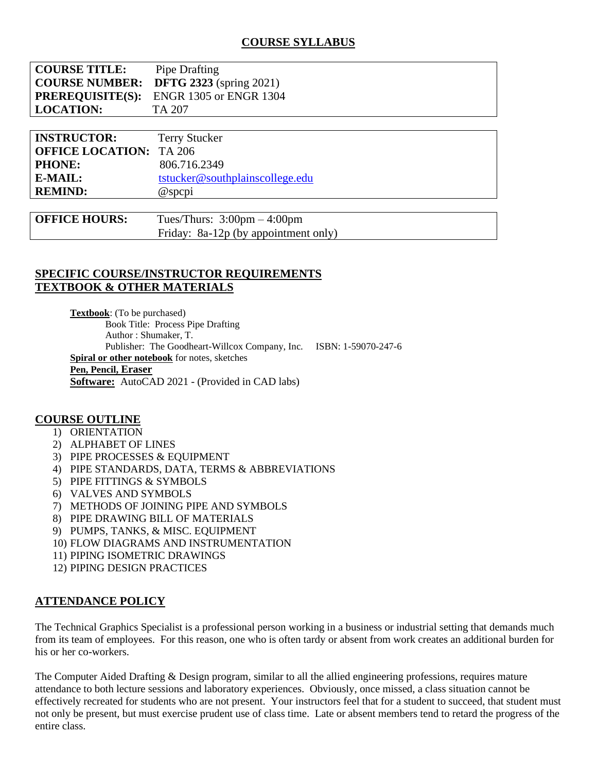## COURSE SYLLABUS

| | |
|---|---|
| **COURSE TITLE:** | Pipe Drafting |
| **COURSE NUMBER:** | **DFTG 2323** (spring 2021) |
| **PREREQUISITE(S):** | ENGR 1305 or ENGR 1304 |
| **LOCATION:** | TA 207 |

| | |
|---|---|
| **INSTRUCTOR:** | Terry Stucker |
| **OFFICE LOCATION:** | TA 206 |
| **PHONE:** | 806.716.2349 |
| **E-MAIL:** | tstucker@southplainscollege.edu |
| **REMIND:** | @spcpi |

| | |
|---|---|
| **OFFICE HOURS:** | Tues/Thurs: 3:00pm – 4:00pm<br>Friday: 8a-12p (by appointment only) |

## SPECIFIC COURSE/INSTRUCTOR REQUIREMENTS
## TEXTBOOK & OTHER MATERIALS

**Textbook**: (To be purchased)
Book Title: Process Pipe Drafting
Author : Shumaker, T.
Publisher: The Goodheart-Willcox Company, Inc. ISBN: 1-59070-247-6

**Spiral or other notebook** for notes, sketches

**Pen, Pencil, Eraser**

**Software:** AutoCAD 2021 - (Provided in CAD labs)

## COURSE OUTLINE

1) ORIENTATION
2) ALPHABET OF LINES
3) PIPE PROCESSES & EQUIPMENT
4) PIPE STANDARDS, DATA, TERMS & ABBREVIATIONS
5) PIPE FITTINGS & SYMBOLS
6) VALVES AND SYMBOLS
7) METHODS OF JOINING PIPE AND SYMBOLS
8) PIPE DRAWING BILL OF MATERIALS
9) PUMPS, TANKS, & MISC. EQUIPMENT
10) FLOW DIAGRAMS AND INSTRUMENTATION
11) PIPING ISOMETRIC DRAWINGS
12) PIPING DESIGN PRACTICES

## ATTENDANCE POLICY

The Technical Graphics Specialist is a professional person working in a business or industrial setting that demands much from its team of employees. For this reason, one who is often tardy or absent from work creates an additional burden for his or her co-workers.

The Computer Aided Drafting & Design program, similar to all the allied engineering professions, requires mature attendance to both lecture sessions and laboratory experiences. Obviously, once missed, a class situation cannot be effectively recreated for students who are not present. Your instructors feel that for a student to succeed, that student must not only be present, but must exercise prudent use of class time. Late or absent members tend to retard the progress of the entire class.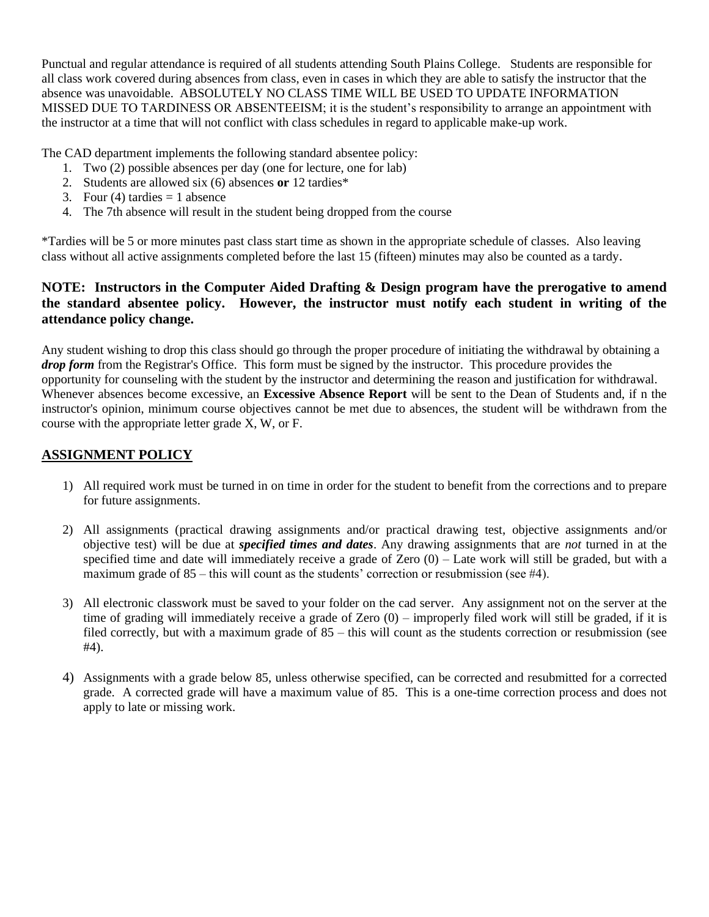Punctual and regular attendance is required of all students attending South Plains College. Students are responsible for all class work covered during absences from class, even in cases in which they are able to satisfy the instructor that the absence was unavoidable. ABSOLUTELY NO CLASS TIME WILL BE USED TO UPDATE INFORMATION MISSED DUE TO TARDINESS OR ABSENTEEISM; it is the student's responsibility to arrange an appointment with the instructor at a time that will not conflict with class schedules in regard to applicable make-up work.

The CAD department implements the following standard absentee policy:

1. Two (2) possible absences per day (one for lecture, one for lab)
2. Students are allowed six (6) absences **or** 12 tardies*
3. Four (4) tardies = 1 absence
4. The 7th absence will result in the student being dropped from the course

*Tardies will be 5 or more minutes past class start time as shown in the appropriate schedule of classes. Also leaving class without all active assignments completed before the last 15 (fifteen) minutes may also be counted as a tardy.

**NOTE: Instructors in the Computer Aided Drafting & Design program have the prerogative to amend the standard absentee policy. However, the instructor must notify each student in writing of the attendance policy change.**

Any student wishing to drop this class should go through the proper procedure of initiating the withdrawal by obtaining a ***drop form*** from the Registrar's Office. This form must be signed by the instructor. This procedure provides the opportunity for counseling with the student by the instructor and determining the reason and justification for withdrawal. Whenever absences become excessive, an **Excessive Absence Report** will be sent to the Dean of Students and, if n the instructor's opinion, minimum course objectives cannot be met due to absences, the student will be withdrawn from the course with the appropriate letter grade X, W, or F.

## ASSIGNMENT POLICY

1) All required work must be turned in on time in order for the student to benefit from the corrections and to prepare for future assignments.

2) All assignments (practical drawing assignments and/or practical drawing test, objective assignments and/or objective test) will be due at ***specified times and dates***. Any drawing assignments that are *not* turned in at the specified time and date will immediately receive a grade of Zero (0) – Late work will still be graded, but with a maximum grade of 85 – this will count as the students' correction or resubmission (see #4).

3) All electronic classwork must be saved to your folder on the cad server. Any assignment not on the server at the time of grading will immediately receive a grade of Zero (0) – improperly filed work will still be graded, if it is filed correctly, but with a maximum grade of 85 – this will count as the students correction or resubmission (see #4).

4) Assignments with a grade below 85, unless otherwise specified, can be corrected and resubmitted for a corrected grade. A corrected grade will have a maximum value of 85. This is a one-time correction process and does not apply to late or missing work.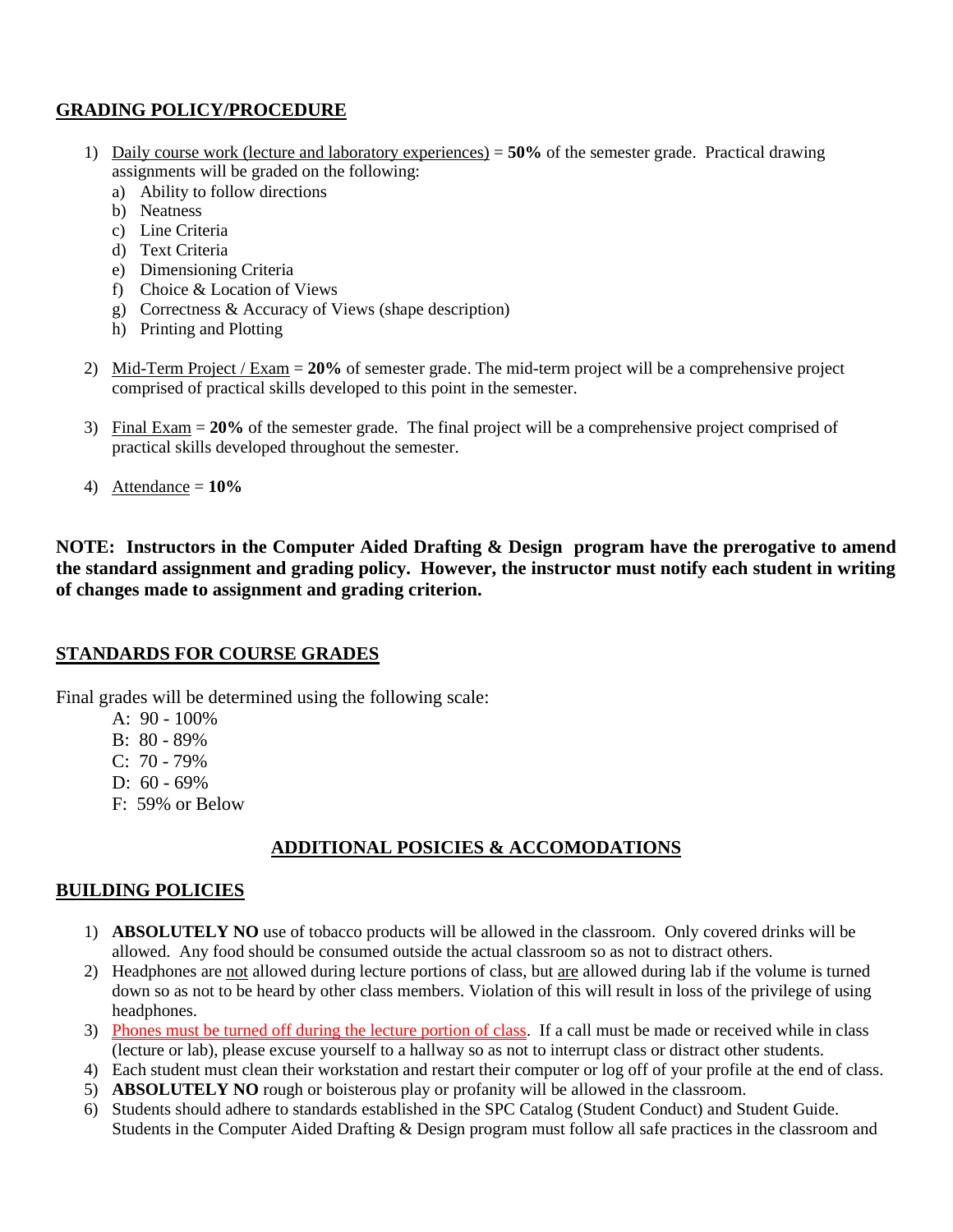## GRADING POLICY/PROCEDURE

1) Daily course work (lecture and laboratory experiences) = **50%** of the semester grade. Practical drawing assignments will be graded on the following:
   a) Ability to follow directions
   b) Neatness
   c) Line Criteria
   d) Text Criteria
   e) Dimensioning Criteria
   f) Choice & Location of Views
   g) Correctness & Accuracy of Views (shape description)
   h) Printing and Plotting

2) Mid-Term Project / Exam = **20%** of semester grade. The mid-term project will be a comprehensive project comprised of practical skills developed to this point in the semester.

3) Final Exam = **20%** of the semester grade. The final project will be a comprehensive project comprised of practical skills developed throughout the semester.

4) Attendance = **10%**

**NOTE: Instructors in the Computer Aided Drafting & Design program have the prerogative to amend the standard assignment and grading policy. However, the instructor must notify each student in writing of changes made to assignment and grading criterion.**

## STANDARDS FOR COURSE GRADES

Final grades will be determined using the following scale:

A: 90 - 100%
B: 80 - 89%
C: 70 - 79%
D: 60 - 69%
F: 59% or Below

## ADDITIONAL POSICIES & ACCOMODATIONS

## BUILDING POLICIES

1) **ABSOLUTELY NO** use of tobacco products will be allowed in the classroom. Only covered drinks will be allowed. Any food should be consumed outside the actual classroom so as not to distract others.
2) Headphones are not allowed during lecture portions of class, but are allowed during lab if the volume is turned down so as not to be heard by other class members. Violation of this will result in loss of the privilege of using headphones.
3) Phones must be turned off during the lecture portion of class. If a call must be made or received while in class (lecture or lab), please excuse yourself to a hallway so as not to interrupt class or distract other students.
4) Each student must clean their workstation and restart their computer or log off of your profile at the end of class.
5) **ABSOLUTELY NO** rough or boisterous play or profanity will be allowed in the classroom.
6) Students should adhere to standards established in the SPC Catalog (Student Conduct) and Student Guide. Students in the Computer Aided Drafting & Design program must follow all safe practices in the classroom and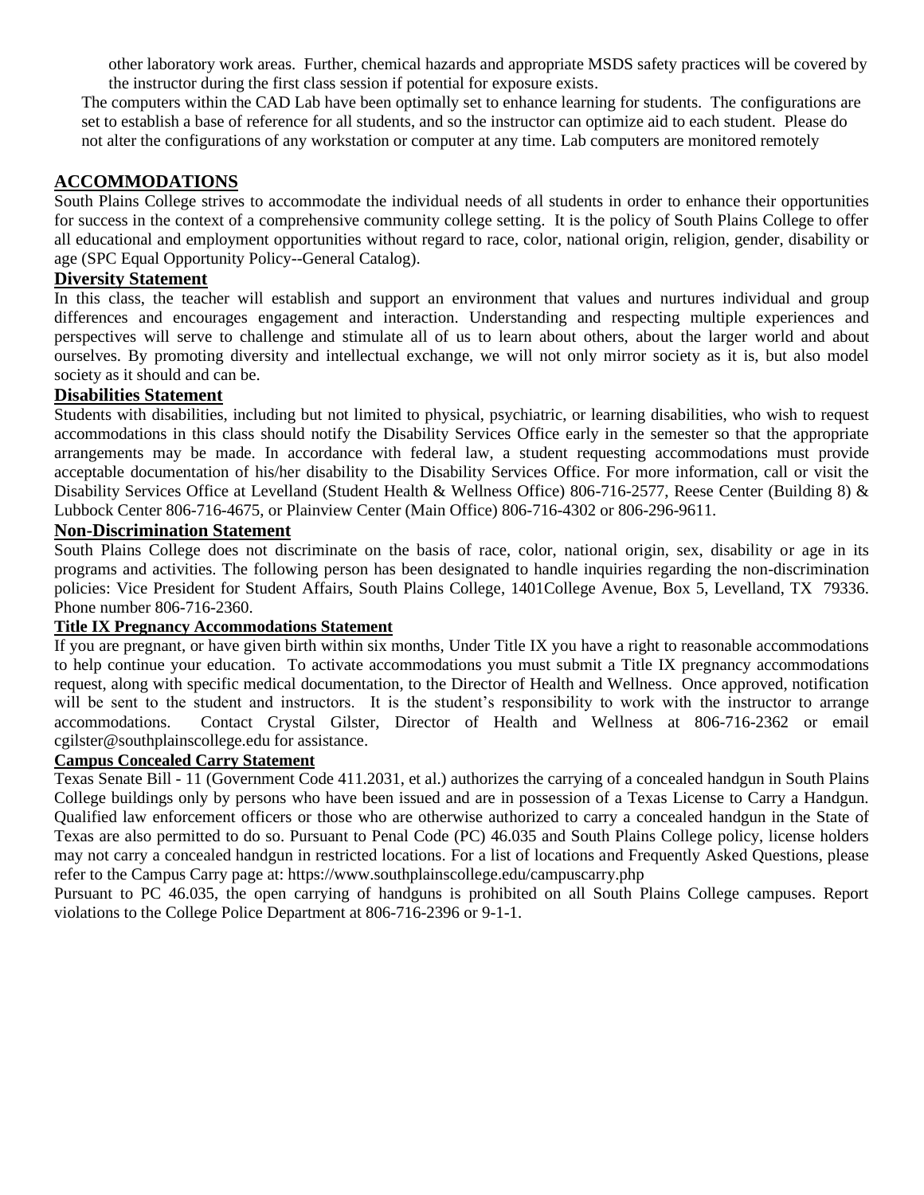other laboratory work areas. Further, chemical hazards and appropriate MSDS safety practices will be covered by the instructor during the first class session if potential for exposure exists.

The computers within the CAD Lab have been optimally set to enhance learning for students. The configurations are set to establish a base of reference for all students, and so the instructor can optimize aid to each student. Please do not alter the configurations of any workstation or computer at any time. Lab computers are monitored remotely

## ACCOMMODATIONS

South Plains College strives to accommodate the individual needs of all students in order to enhance their opportunities for success in the context of a comprehensive community college setting. It is the policy of South Plains College to offer all educational and employment opportunities without regard to race, color, national origin, religion, gender, disability or age (SPC Equal Opportunity Policy--General Catalog).

### Diversity Statement

In this class, the teacher will establish and support an environment that values and nurtures individual and group differences and encourages engagement and interaction. Understanding and respecting multiple experiences and perspectives will serve to challenge and stimulate all of us to learn about others, about the larger world and about ourselves. By promoting diversity and intellectual exchange, we will not only mirror society as it is, but also model society as it should and can be.

### Disabilities Statement

Students with disabilities, including but not limited to physical, psychiatric, or learning disabilities, who wish to request accommodations in this class should notify the Disability Services Office early in the semester so that the appropriate arrangements may be made. In accordance with federal law, a student requesting accommodations must provide acceptable documentation of his/her disability to the Disability Services Office. For more information, call or visit the Disability Services Office at Levelland (Student Health & Wellness Office) 806-716-2577, Reese Center (Building 8) & Lubbock Center 806-716-4675, or Plainview Center (Main Office) 806-716-4302 or 806-296-9611.

### Non-Discrimination Statement

South Plains College does not discriminate on the basis of race, color, national origin, sex, disability or age in its programs and activities. The following person has been designated to handle inquiries regarding the non-discrimination policies: Vice President for Student Affairs, South Plains College, 1401College Avenue, Box 5, Levelland, TX 79336. Phone number 806-716-2360.

#### Title IX Pregnancy Accommodations Statement

If you are pregnant, or have given birth within six months, Under Title IX you have a right to reasonable accommodations to help continue your education. To activate accommodations you must submit a Title IX pregnancy accommodations request, along with specific medical documentation, to the Director of Health and Wellness. Once approved, notification will be sent to the student and instructors. It is the student's responsibility to work with the instructor to arrange accommodations. Contact Crystal Gilster, Director of Health and Wellness at 806-716-2362 or email cgilster@southplainscollege.edu for assistance.

#### Campus Concealed Carry Statement

Texas Senate Bill - 11 (Government Code 411.2031, et al.) authorizes the carrying of a concealed handgun in South Plains College buildings only by persons who have been issued and are in possession of a Texas License to Carry a Handgun. Qualified law enforcement officers or those who are otherwise authorized to carry a concealed handgun in the State of Texas are also permitted to do so. Pursuant to Penal Code (PC) 46.035 and South Plains College policy, license holders may not carry a concealed handgun in restricted locations. For a list of locations and Frequently Asked Questions, please refer to the Campus Carry page at: https://www.southplainscollege.edu/campuscarry.php

Pursuant to PC 46.035, the open carrying of handguns is prohibited on all South Plains College campuses. Report violations to the College Police Department at 806-716-2396 or 9-1-1.